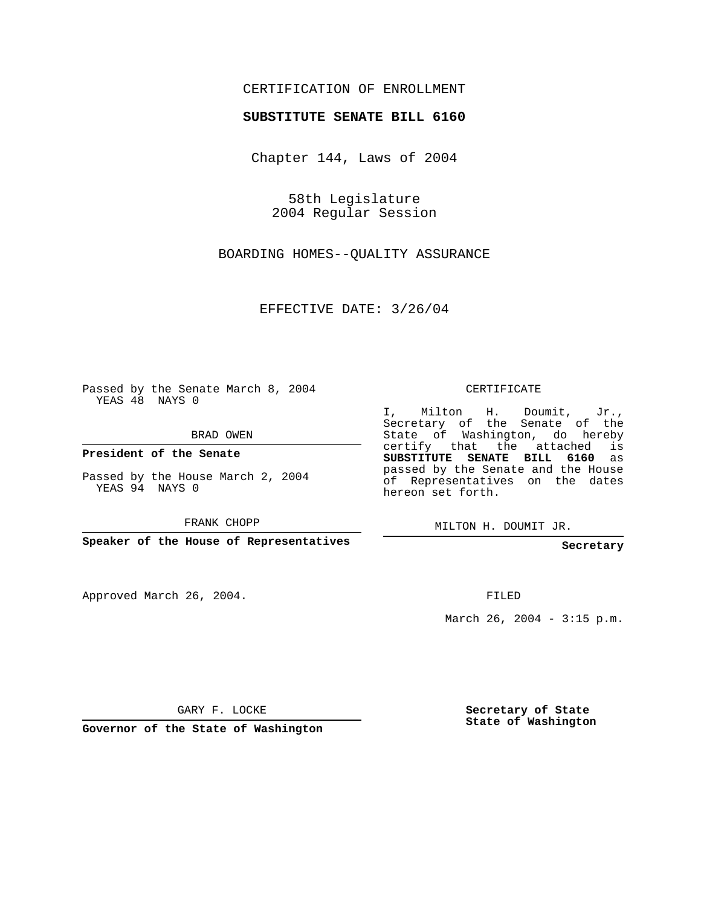CERTIFICATION OF ENROLLMENT

**SUBSTITUTE SENATE BILL 6160**

Chapter 144, Laws of 2004

58th Legislature
2004 Regular Session

BOARDING HOMES--QUALITY ASSURANCE

EFFECTIVE DATE: 3/26/04

Passed by the Senate March 8, 2004
YEAS 48 NAYS 0

BRAD OWEN

**President of the Senate**

Passed by the House March 2, 2004
YEAS 94 NAYS 0

FRANK CHOPP

**Speaker of the House of Representatives**

CERTIFICATE

I, Milton H. Doumit, Jr., Secretary of the Senate of the State of Washington, do hereby certify that the attached is **SUBSTITUTE SENATE BILL 6160** as passed by the Senate and the House of Representatives on the dates hereon set forth.

MILTON H. DOUMIT JR.

**Secretary**

Approved March 26, 2004.

FILED

March 26, 2004 - 3:15 p.m.

GARY F. LOCKE

**Governor of the State of Washington**

**Secretary of State**
**State of Washington**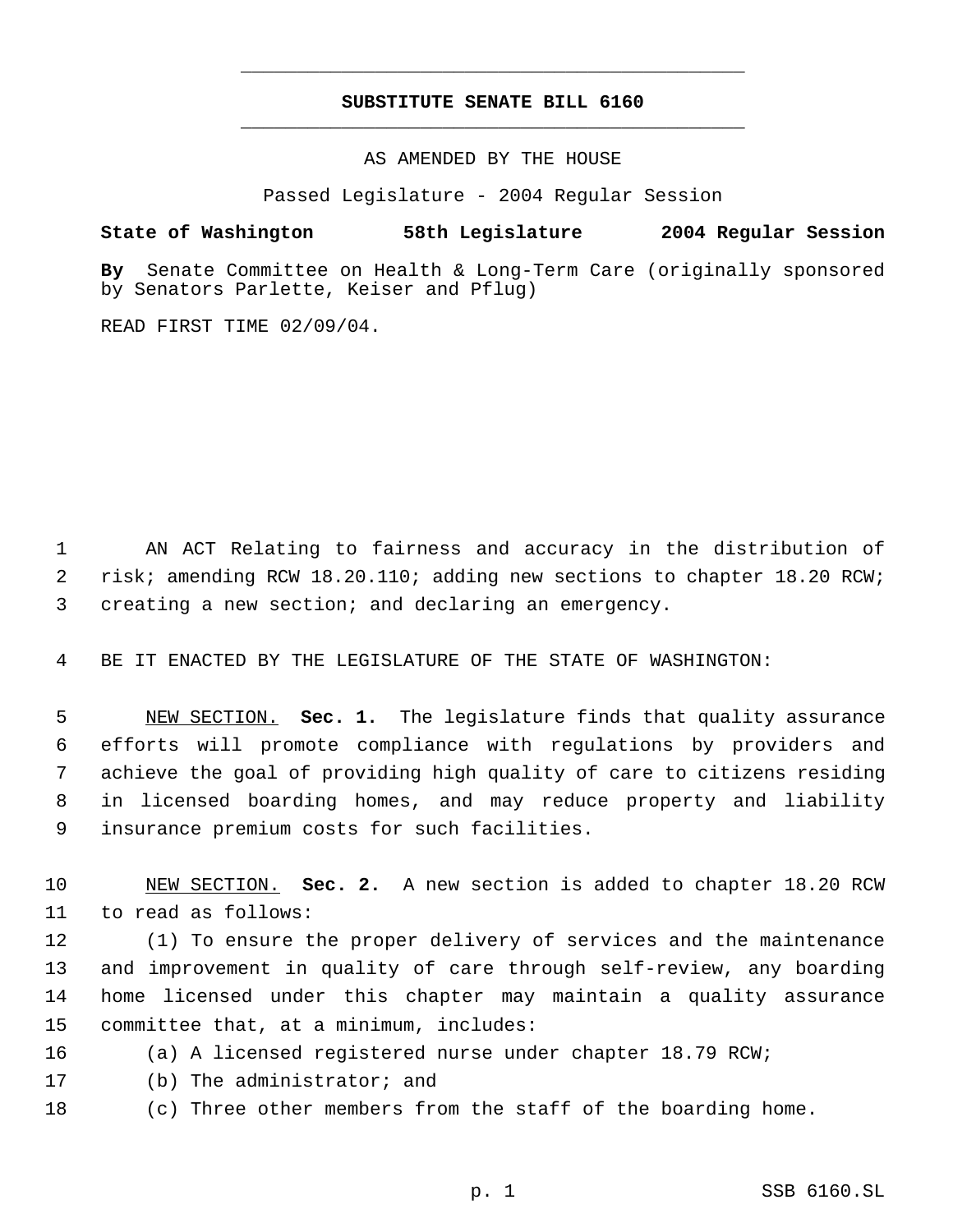# SUBSTITUTE SENATE BILL 6160

AS AMENDED BY THE HOUSE

Passed Legislature - 2004 Regular Session

**State of Washington 58th Legislature 2004 Regular Session**

**By** Senate Committee on Health & Long-Term Care (originally sponsored by Senators Parlette, Keiser and Pflug)

READ FIRST TIME 02/09/04.

AN ACT Relating to fairness and accuracy in the distribution of risk; amending RCW 18.20.110; adding new sections to chapter 18.20 RCW; creating a new section; and declaring an emergency.

BE IT ENACTED BY THE LEGISLATURE OF THE STATE OF WASHINGTON:

NEW SECTION. **Sec. 1.** The legislature finds that quality assurance efforts will promote compliance with regulations by providers and achieve the goal of providing high quality of care to citizens residing in licensed boarding homes, and may reduce property and liability insurance premium costs for such facilities.

NEW SECTION. **Sec. 2.** A new section is added to chapter 18.20 RCW to read as follows:

(1) To ensure the proper delivery of services and the maintenance and improvement in quality of care through self-review, any boarding home licensed under this chapter may maintain a quality assurance committee that, at a minimum, includes:

(a) A licensed registered nurse under chapter 18.79 RCW;

(b) The administrator; and

(c) Three other members from the staff of the boarding home.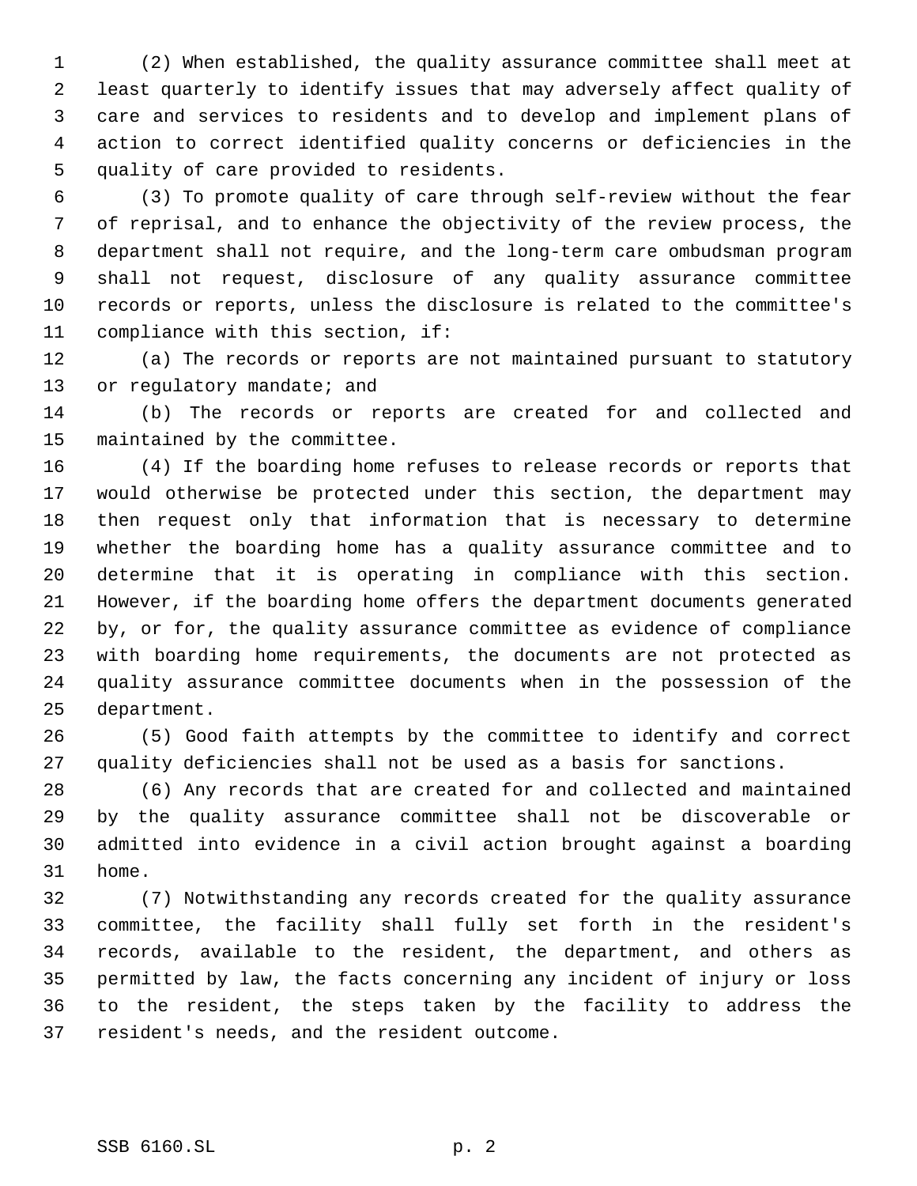(2) When established, the quality assurance committee shall meet at least quarterly to identify issues that may adversely affect quality of care and services to residents and to develop and implement plans of action to correct identified quality concerns or deficiencies in the quality of care provided to residents.

(3) To promote quality of care through self-review without the fear of reprisal, and to enhance the objectivity of the review process, the department shall not require, and the long-term care ombudsman program shall not request, disclosure of any quality assurance committee records or reports, unless the disclosure is related to the committee's compliance with this section, if:

(a) The records or reports are not maintained pursuant to statutory or regulatory mandate; and

(b) The records or reports are created for and collected and maintained by the committee.

(4) If the boarding home refuses to release records or reports that would otherwise be protected under this section, the department may then request only that information that is necessary to determine whether the boarding home has a quality assurance committee and to determine that it is operating in compliance with this section. However, if the boarding home offers the department documents generated by, or for, the quality assurance committee as evidence of compliance with boarding home requirements, the documents are not protected as quality assurance committee documents when in the possession of the department.

(5) Good faith attempts by the committee to identify and correct quality deficiencies shall not be used as a basis for sanctions.

(6) Any records that are created for and collected and maintained by the quality assurance committee shall not be discoverable or admitted into evidence in a civil action brought against a boarding home.

(7) Notwithstanding any records created for the quality assurance committee, the facility shall fully set forth in the resident's records, available to the resident, the department, and others as permitted by law, the facts concerning any incident of injury or loss to the resident, the steps taken by the facility to address the resident's needs, and the resident outcome.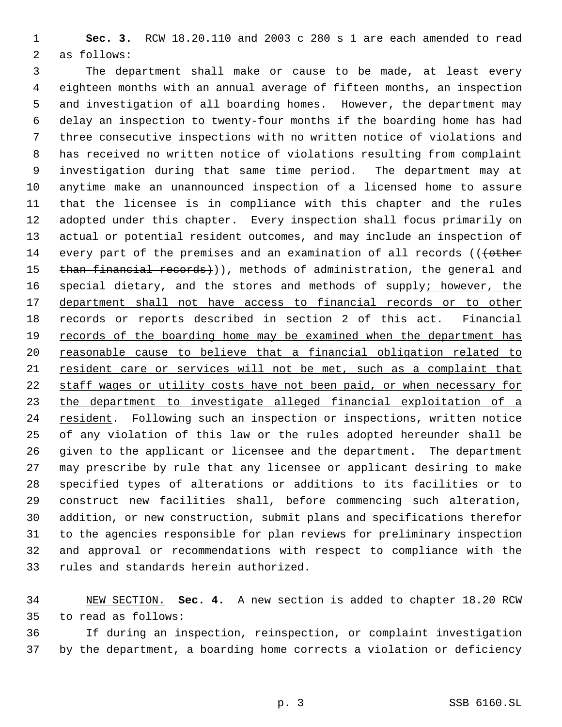**Sec. 3.** RCW 18.20.110 and 2003 c 280 s 1 are each amended to read as follows:

The department shall make or cause to be made, at least every eighteen months with an annual average of fifteen months, an inspection and investigation of all boarding homes. However, the department may delay an inspection to twenty-four months if the boarding home has had three consecutive inspections with no written notice of violations and has received no written notice of violations resulting from complaint investigation during that same time period. The department may at anytime make an unannounced inspection of a licensed home to assure that the licensee is in compliance with this chapter and the rules adopted under this chapter. Every inspection shall focus primarily on actual or potential resident outcomes, and may include an inspection of every part of the premises and an examination of all records ((~~(other than financial records)~~)), methods of administration, the general and special dietary, and the stores and methods of supply<u>; however, the department shall not have access to financial records or to other records or reports described in section 2 of this act. Financial records of the boarding home may be examined when the department has reasonable cause to believe that a financial obligation related to resident care or services will not be met, such as a complaint that staff wages or utility costs have not been paid, or when necessary for the department to investigate alleged financial exploitation of a resident</u>. Following such an inspection or inspections, written notice of any violation of this law or the rules adopted hereunder shall be given to the applicant or licensee and the department. The department may prescribe by rule that any licensee or applicant desiring to make specified types of alterations or additions to its facilities or to construct new facilities shall, before commencing such alteration, addition, or new construction, submit plans and specifications therefor to the agencies responsible for plan reviews for preliminary inspection and approval or recommendations with respect to compliance with the rules and standards herein authorized.

<u>NEW SECTION.</u> **Sec. 4.** A new section is added to chapter 18.20 RCW to read as follows:

If during an inspection, reinspection, or complaint investigation by the department, a boarding home corrects a violation or deficiency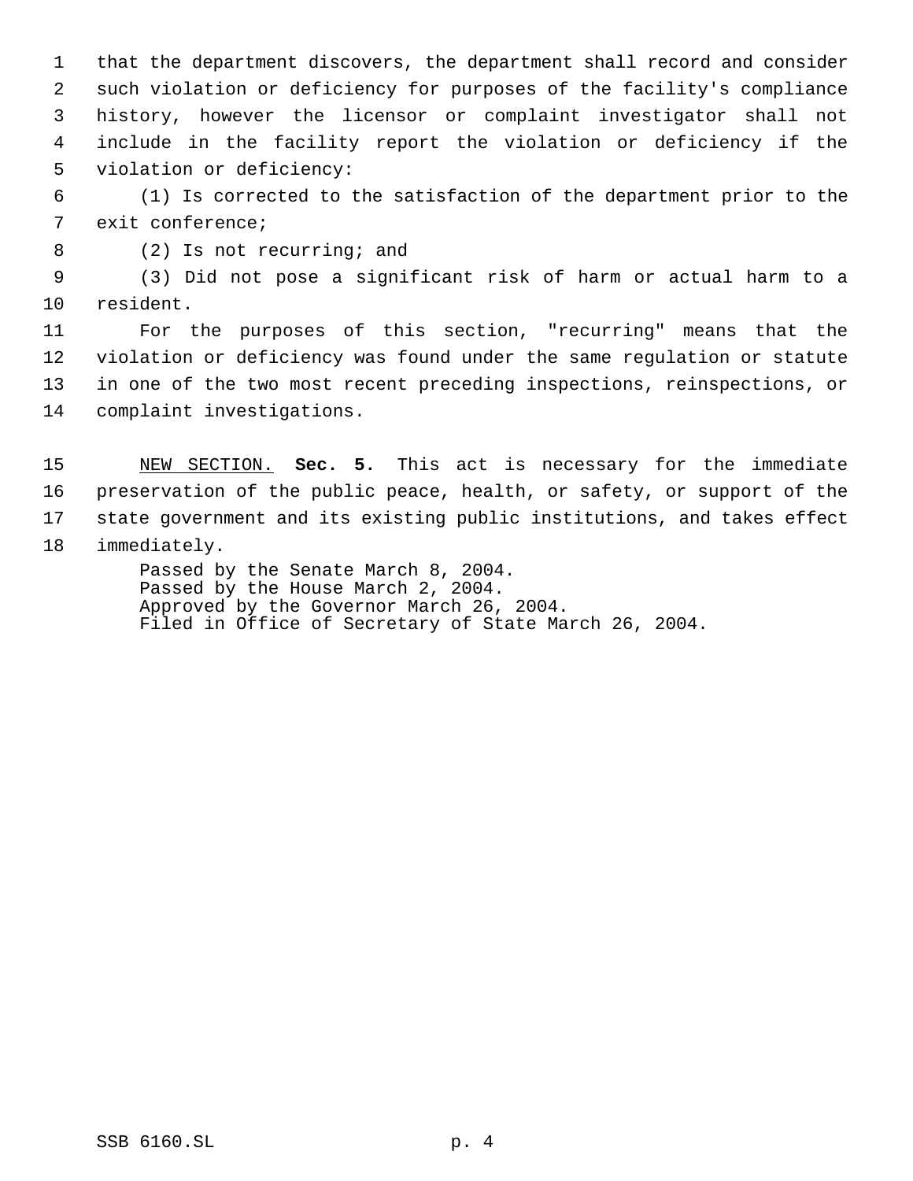that the department discovers, the department shall record and consider such violation or deficiency for purposes of the facility's compliance history, however the licensor or complaint investigator shall not include in the facility report the violation or deficiency if the violation or deficiency:

(1) Is corrected to the satisfaction of the department prior to the exit conference;

(2) Is not recurring; and

(3) Did not pose a significant risk of harm or actual harm to a resident.

For the purposes of this section, "recurring" means that the violation or deficiency was found under the same regulation or statute in one of the two most recent preceding inspections, reinspections, or complaint investigations.

NEW SECTION. **Sec. 5.** This act is necessary for the immediate preservation of the public peace, health, or safety, or support of the state government and its existing public institutions, and takes effect immediately.

Passed by the Senate March 8, 2004.
Passed by the House March 2, 2004.
Approved by the Governor March 26, 2004.
Filed in Office of Secretary of State March 26, 2004.